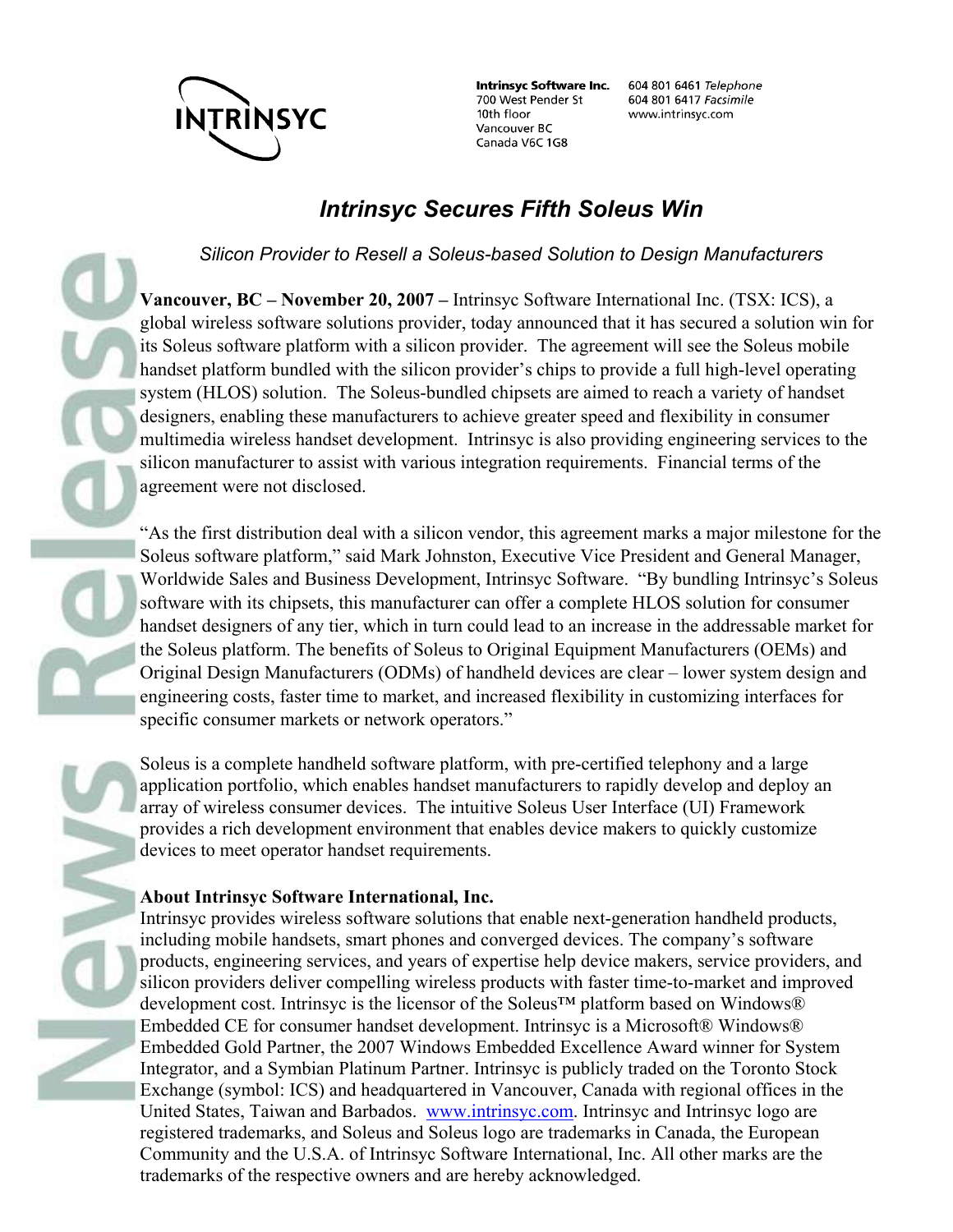**Intrinsyc Software Inc.**
700 West Pender St
10th floor
Vancouver BC
Canada V6C 1G8

604 801 6461 *Telephone*
604 801 6417 *Facsimile*
www.intrinsyc.com

# *Intrinsyc Secures Fifth Soleus Win*

*Silicon Provider to Resell a Soleus-based Solution to Design Manufacturers*

**Vancouver, BC – November 20, 2007 –** Intrinsyc Software International Inc. (TSX: ICS), a global wireless software solutions provider, today announced that it has secured a solution win for its Soleus software platform with a silicon provider. The agreement will see the Soleus mobile handset platform bundled with the silicon provider's chips to provide a full high-level operating system (HLOS) solution. The Soleus-bundled chipsets are aimed to reach a variety of handset designers, enabling these manufacturers to achieve greater speed and flexibility in consumer multimedia wireless handset development. Intrinsyc is also providing engineering services to the silicon manufacturer to assist with various integration requirements. Financial terms of the agreement were not disclosed.

"As the first distribution deal with a silicon vendor, this agreement marks a major milestone for the Soleus software platform," said Mark Johnston, Executive Vice President and General Manager, Worldwide Sales and Business Development, Intrinsyc Software. "By bundling Intrinsyc's Soleus software with its chipsets, this manufacturer can offer a complete HLOS solution for consumer handset designers of any tier, which in turn could lead to an increase in the addressable market for the Soleus platform. The benefits of Soleus to Original Equipment Manufacturers (OEMs) and Original Design Manufacturers (ODMs) of handheld devices are clear – lower system design and engineering costs, faster time to market, and increased flexibility in customizing interfaces for specific consumer markets or network operators."

Soleus is a complete handheld software platform, with pre-certified telephony and a large application portfolio, which enables handset manufacturers to rapidly develop and deploy an array of wireless consumer devices. The intuitive Soleus User Interface (UI) Framework provides a rich development environment that enables device makers to quickly customize devices to meet operator handset requirements.

**About Intrinsyc Software International, Inc.**

Intrinsyc provides wireless software solutions that enable next-generation handheld products, including mobile handsets, smart phones and converged devices. The company's software products, engineering services, and years of expertise help device makers, service providers, and silicon providers deliver compelling wireless products with faster time-to-market and improved development cost. Intrinsyc is the licensor of the Soleus™ platform based on Windows® Embedded CE for consumer handset development. Intrinsyc is a Microsoft® Windows® Embedded Gold Partner, the 2007 Windows Embedded Excellence Award winner for System Integrator, and a Symbian Platinum Partner. Intrinsyc is publicly traded on the Toronto Stock Exchange (symbol: ICS) and headquartered in Vancouver, Canada with regional offices in the United States, Taiwan and Barbados. www.intrinsyc.com. Intrinsyc and Intrinsyc logo are registered trademarks, and Soleus and Soleus logo are trademarks in Canada, the European Community and the U.S.A. of Intrinsyc Software International, Inc. All other marks are the trademarks of the respective owners and are hereby acknowledged.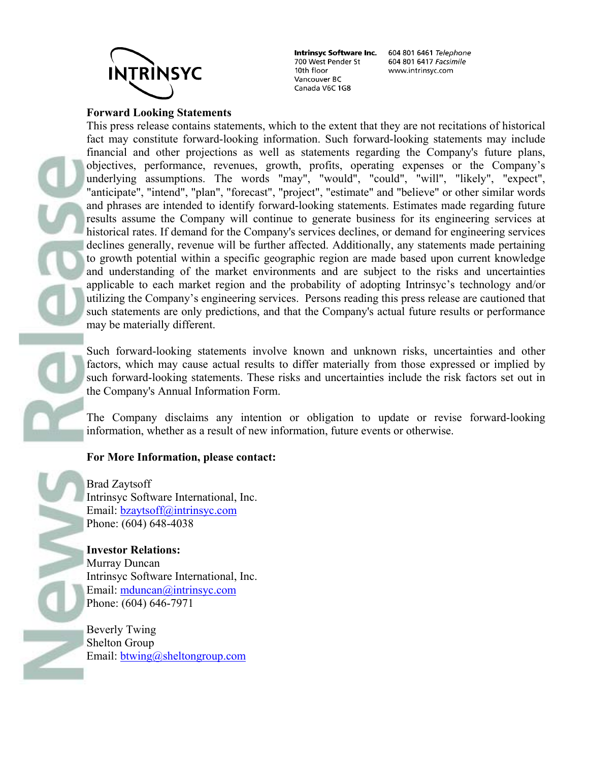Intrinsyc Software Inc.
700 West Pender St
10th floor
Vancouver BC
Canada V6C 1G8

604 801 6461 *Telephone*
604 801 6417 *Facsimile*
www.intrinsyc.com

**Forward Looking Statements**

This press release contains statements, which to the extent that they are not recitations of historical fact may constitute forward-looking information. Such forward-looking statements may include financial and other projections as well as statements regarding the Company's future plans, objectives, performance, revenues, growth, profits, operating expenses or the Company's underlying assumptions. The words "may", "would", "could", "will", "likely", "expect", "anticipate", "intend", "plan", "forecast", "project", "estimate" and "believe" or other similar words and phrases are intended to identify forward-looking statements. Estimates made regarding future results assume the Company will continue to generate business for its engineering services at historical rates. If demand for the Company's services declines, or demand for engineering services declines generally, revenue will be further affected. Additionally, any statements made pertaining to growth potential within a specific geographic region are made based upon current knowledge and understanding of the market environments and are subject to the risks and uncertainties applicable to each market region and the probability of adopting Intrinsyc's technology and/or utilizing the Company's engineering services. Persons reading this press release are cautioned that such statements are only predictions, and that the Company's actual future results or performance may be materially different.

Such forward-looking statements involve known and unknown risks, uncertainties and other factors, which may cause actual results to differ materially from those expressed or implied by such forward-looking statements. These risks and uncertainties include the risk factors set out in the Company's Annual Information Form.

The Company disclaims any intention or obligation to update or revise forward-looking information, whether as a result of new information, future events or otherwise.

**For More Information, please contact:**

Brad Zaytsoff
Intrinsyc Software International, Inc.
Email: bzaytsoff@intrinsyc.com
Phone: (604) 648-4038

**Investor Relations:**
Murray Duncan
Intrinsyc Software International, Inc.
Email: mduncan@intrinsyc.com
Phone: (604) 646-7971

Beverly Twing
Shelton Group
Email: btwing@sheltongroup.com